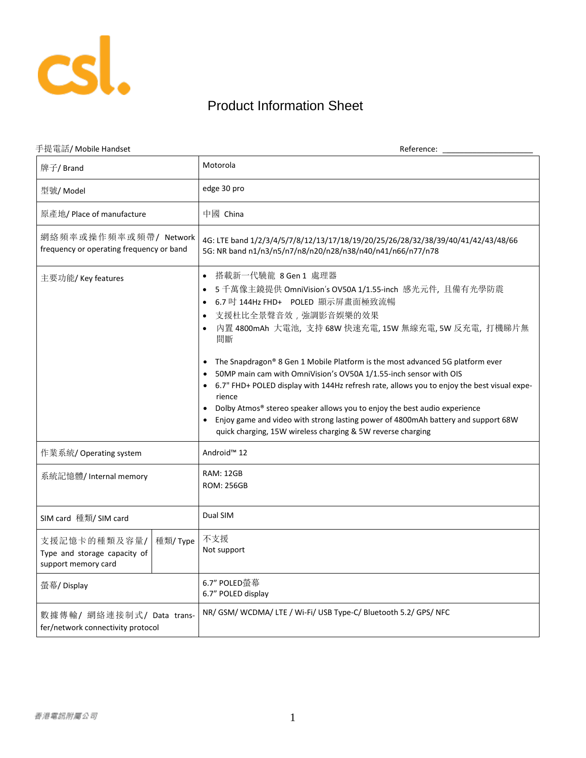# Product Information Sheet

手提電話/ Mobile Handset　　　　　　　　　　　　　　　　　　Reference: ____________________

| 牌子/ Brand | | Motorola |
|---|---|---|
| 型號/ Model | | edge 30 pro |
| 原產地/ Place of manufacture | | 中國 China |
| 網絡頻率或操作頻率或頻帶/ Network frequency or operating frequency or band | | 4G: LTE band 1/2/3/4/5/7/8/12/13/17/18/19/20/25/26/28/32/38/39/40/41/42/43/48/66<br>5G: NR band n1/n3/n5/n7/n8/n20/n28/n38/n40/n41/n66/n77/n78 |
| 主要功能/ Key features | | • 搭載新一代驍龍 8 Gen 1 處理器<br>• 5 千萬像主鏡提供 OmniVision's OV50A 1/1.55-inch 感光元件, 且備有光學防震<br>• 6.7 吋 144Hz FHD+ POLED 顯示屏畫面極致流暢<br>• 支援杜比全景聲音效，強調影音娛樂的效果<br>• 內置 4800mAh 大電池, 支持 68W 快速充電, 15W 無線充電, 5W 反充電, 打機睇片無間斷<br><br>• The Snapdragon® 8 Gen 1 Mobile Platform is the most advanced 5G platform ever<br>• 50MP main cam with OmniVision's OV50A 1/1.55-inch sensor with OIS<br>• 6.7" FHD+ POLED display with 144Hz refresh rate, allows you to enjoy the best visual experience<br>• Dolby Atmos® stereo speaker allows you to enjoy the best audio experience<br>• Enjoy game and video with strong lasting power of 4800mAh battery and support 68W quick charging, 15W wireless charging & 5W reverse charging |
| 作業系統/ Operating system | | Android™ 12 |
| 系統記憶體/ Internal memory | | RAM: 12GB<br>ROM: 256GB |
| SIM card 種類/ SIM card | | Dual SIM |
| 支援記憶卡的種類及容量/ Type and storage capacity of support memory card | 種類/ Type | 不支援<br>Not support |
| 螢幕/ Display | | 6.7" POLED螢幕<br>6.7" POLED display |
| 數據傳輸/ 網絡連接制式/ Data transfer/network connectivity protocol | | NR/ GSM/ WCDMA/ LTE / Wi-Fi/ USB Type-C/ Bluetooth 5.2/ GPS/ NFC |

香港電訊附屬公司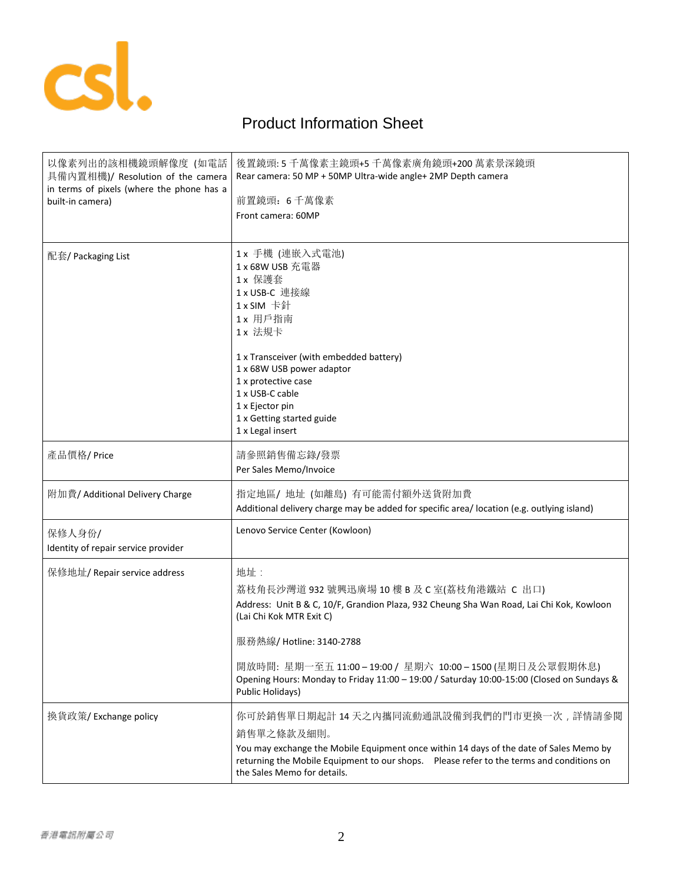# Product Information Sheet

| | |
|---|---|
| 以像素列出的該相機鏡頭解像度 (如電話具備內置相機)/ Resolution of the camera in terms of pixels (where the phone has a built-in camera) | 後置鏡頭: 5 千萬像素主鏡頭+5 千萬像素廣角鏡頭+200 萬素景深鏡頭<br>Rear camera: 50 MP + 50MP Ultra-wide angle+ 2MP Depth camera<br><br>前置鏡頭：6 千萬像素<br>Front camera: 60MP |
| 配套/ Packaging List | 1 x 手機 (連嵌入式電池)<br>1 x 68W USB 充電器<br>1 x 保護套<br>1 x USB-C 連接線<br>1 x SIM 卡針<br>1 x 用戶指南<br>1 x 法規卡<br><br>1 x Transceiver (with embedded battery)<br>1 x 68W USB power adaptor<br>1 x protective case<br>1 x USB-C cable<br>1 x Ejector pin<br>1 x Getting started guide<br>1 x Legal insert |
| 產品價格/ Price | 請參照銷售備忘錄/發票<br>Per Sales Memo/Invoice |
| 附加費/ Additional Delivery Charge | 指定地區/ 地址 (如離島) 有可能需付額外送貨附加費<br>Additional delivery charge may be added for specific area/ location (e.g. outlying island) |
| 保修人身份/<br>Identity of repair service provider | Lenovo Service Center (Kowloon) |
| 保修地址/ Repair service address | 地址：<br>荔枝角長沙灣道 932 號興迅廣場 10 樓 B 及 C 室(荔枝角港鐵站 C 出口)<br>Address: Unit B & C, 10/F, Grandion Plaza, 932 Cheung Sha Wan Road, Lai Chi Kok, Kowloon (Lai Chi Kok MTR Exit C)<br><br>服務熱線/ Hotline: 3140-2788<br><br>開放時間: 星期一至五 11:00 – 19:00 / 星期六 10:00 – 1500 (星期日及公眾假期休息)<br>Opening Hours: Monday to Friday 11:00 – 19:00 / Saturday 10:00-15:00 (Closed on Sundays & Public Holidays) |
| 換貨政策/ Exchange policy | 你可於銷售單日期起計 14 天之內攜同流動通訊設備到我們的門市更換一次，詳情請參閱銷售單之條款及細則。<br>You may exchange the Mobile Equipment once within 14 days of the date of Sales Memo by returning the Mobile Equipment to our shops. Please refer to the terms and conditions on the Sales Memo for details. |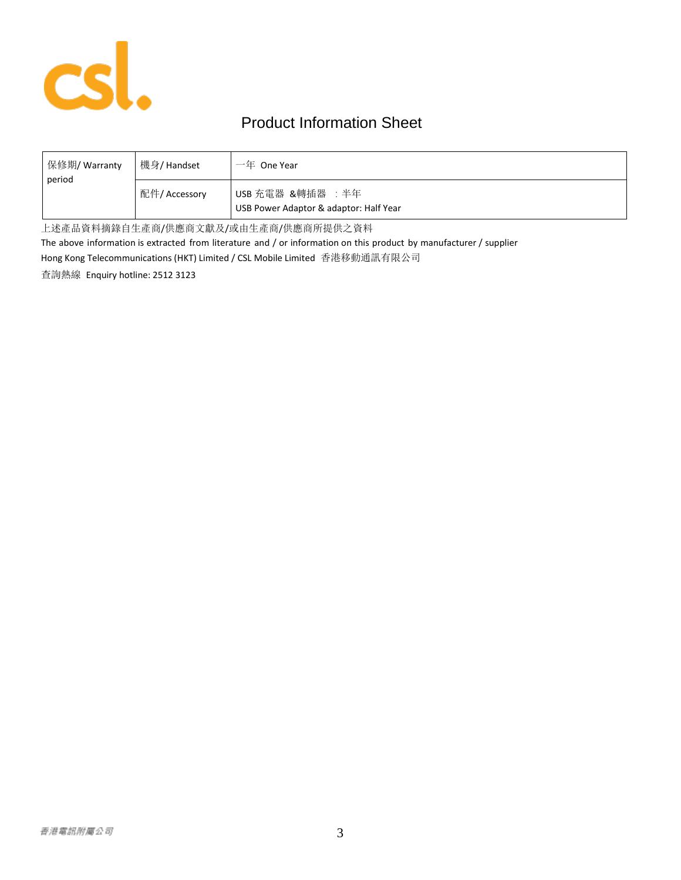# Product Information Sheet

| | | |
|---|---|---|
| 保修期/ Warranty period | 機身/ Handset | 一年 One Year |
| | 配件/ Accessory | USB 充電器 &轉插器 ：半年<br>USB Power Adaptor & adaptor: Half Year |

上述產品資料摘錄自生產商/供應商文獻及/或由生產商/供應商所提供之資料

The above information is extracted from literature and / or information on this product by manufacturer / supplier

Hong Kong Telecommunications (HKT) Limited / CSL Mobile Limited 香港移動通訊有限公司

查詢熱線 Enquiry hotline: 2512 3123

香港電訊附屬公司